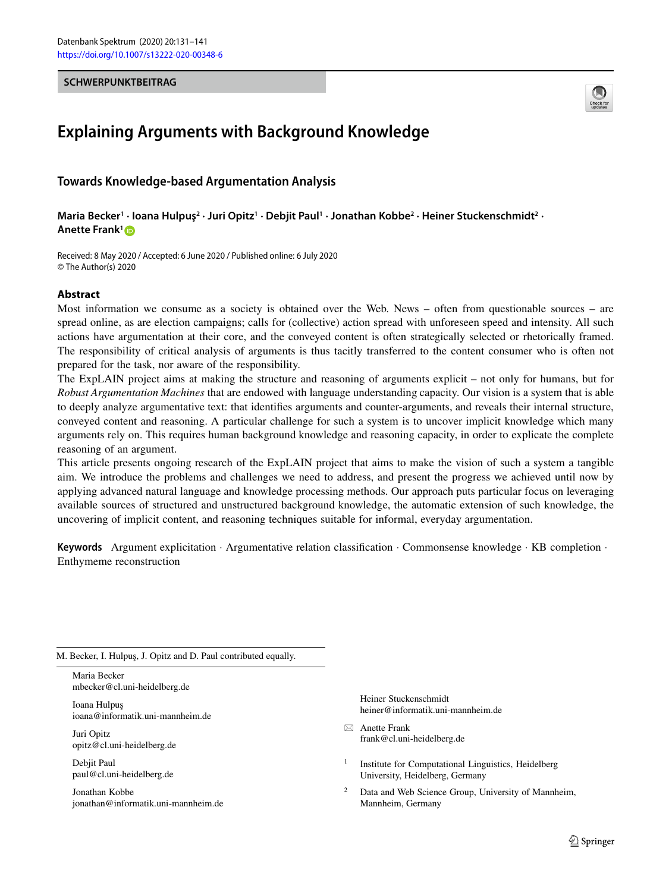SCHWERPUNKTBEITRAG

# Explaining Arguments with Background Knowledge

## Towards Knowledge-based Argumentation Analysis

**Maria Becker[1] · Ioana Hulpuş[2] · Juri Opitz[1] · Debjit Paul[1] · Jonathan Kobbe[2] · Heiner Stuckenschmidt[2] · Anette Frank[1]**

Received: 8 May 2020 / Accepted: 6 June 2020 / Published online: 6 July 2020
© The Author(s) 2020

### Abstract

Most information we consume as a society is obtained over the Web. News – often from questionable sources – are spread online, as are election campaigns; calls for (collective) action spread with unforeseen speed and intensity. All such actions have argumentation at their core, and the conveyed content is often strategically selected or rhetorically framed. The responsibility of critical analysis of arguments is thus tacitly transferred to the content consumer who is often not prepared for the task, nor aware of the responsibility.

The ExpLAIN project aims at making the structure and reasoning of arguments explicit – not only for humans, but for *Robust Argumentation Machines* that are endowed with language understanding capacity. Our vision is a system that is able to deeply analyze argumentative text: that identifies arguments and counter-arguments, and reveals their internal structure, conveyed content and reasoning. A particular challenge for such a system is to uncover implicit knowledge which many arguments rely on. This requires human background knowledge and reasoning capacity, in order to explicate the complete reasoning of an argument.

This article presents ongoing research of the ExpLAIN project that aims to make the vision of such a system a tangible aim. We introduce the problems and challenges we need to address, and present the progress we achieved until now by applying advanced natural language and knowledge processing methods. Our approach puts particular focus on leveraging available sources of structured and unstructured background knowledge, the automatic extension of such knowledge, the uncovering of implicit content, and reasoning techniques suitable for informal, everyday argumentation.

**Keywords** Argument explicitation · Argumentative relation classification · Commonsense knowledge · KB completion · Enthymeme reconstruction

M. Becker, I. Hulpuş, J. Opitz and D. Paul contributed equally.

Maria Becker
mbecker@cl.uni-heidelberg.de

Ioana Hulpuş
ioana@informatik.uni-mannheim.de

Juri Opitz
opitz@cl.uni-heidelberg.de

Debjit Paul
paul@cl.uni-heidelberg.de

Jonathan Kobbe
jonathan@informatik.uni-mannheim.de

Heiner Stuckenschmidt
heiner@informatik.uni-mannheim.de

✉ Anette Frank
frank@cl.uni-heidelberg.de

[1] Institute for Computational Linguistics, Heidelberg University, Heidelberg, Germany

[2] Data and Web Science Group, University of Mannheim, Mannheim, Germany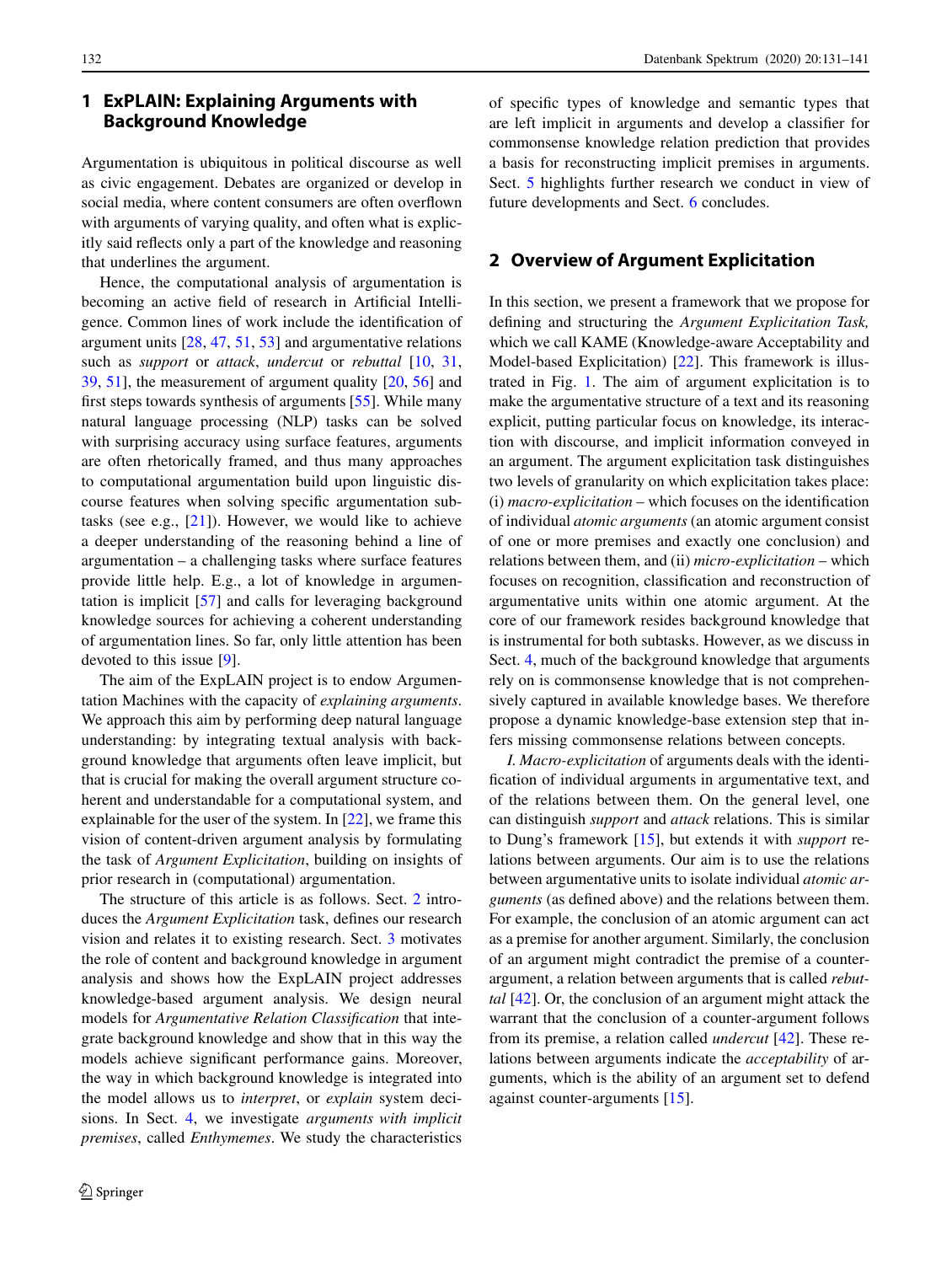## 1 ExPLAIN: Explaining Arguments with Background Knowledge

Argumentation is ubiquitous in political discourse as well as civic engagement. Debates are organized or develop in social media, where content consumers are often overflown with arguments of varying quality, and often what is explicitly said reflects only a part of the knowledge and reasoning that underlines the argument.

Hence, the computational analysis of argumentation is becoming an active field of research in Artificial Intelligence. Common lines of work include the identification of argument units [28, 47, 51, 53] and argumentative relations such as *support* or *attack*, *undercut* or *rebuttal* [10, 31, 39, 51], the measurement of argument quality [20, 56] and first steps towards synthesis of arguments [55]. While many natural language processing (NLP) tasks can be solved with surprising accuracy using surface features, arguments are often rhetorically framed, and thus many approaches to computational argumentation build upon linguistic discourse features when solving specific argumentation subtasks (see e.g., [21]). However, we would like to achieve a deeper understanding of the reasoning behind a line of argumentation – a challenging tasks where surface features provide little help. E.g., a lot of knowledge in argumentation is implicit [57] and calls for leveraging background knowledge sources for achieving a coherent understanding of argumentation lines. So far, only little attention has been devoted to this issue [9].

The aim of the ExpLAIN project is to endow Argumentation Machines with the capacity of *explaining arguments*. We approach this aim by performing deep natural language understanding: by integrating textual analysis with background knowledge that arguments often leave implicit, but that is crucial for making the overall argument structure coherent and understandable for a computational system, and explainable for the user of the system. In [22], we frame this vision of content-driven argument analysis by formulating the task of *Argument Explicitation*, building on insights of prior research in (computational) argumentation.

The structure of this article is as follows. Sect. 2 introduces the *Argument Explicitation* task, defines our research vision and relates it to existing research. Sect. 3 motivates the role of content and background knowledge in argument analysis and shows how the ExpLAIN project addresses knowledge-based argument analysis. We design neural models for *Argumentative Relation Classification* that integrate background knowledge and show that in this way the models achieve significant performance gains. Moreover, the way in which background knowledge is integrated into the model allows us to *interpret*, or *explain* system decisions. In Sect. 4, we investigate *arguments with implicit premises*, called *Enthymemes*. We study the characteristics of specific types of knowledge and semantic types that are left implicit in arguments and develop a classifier for commonsense knowledge relation prediction that provides a basis for reconstructing implicit premises in arguments. Sect. 5 highlights further research we conduct in view of future developments and Sect. 6 concludes.

## 2 Overview of Argument Explicitation

In this section, we present a framework that we propose for defining and structuring the *Argument Explicitation Task,* which we call KAME (Knowledge-aware Acceptability and Model-based Explicitation) [22]. This framework is illustrated in Fig. 1. The aim of argument explicitation is to make the argumentative structure of a text and its reasoning explicit, putting particular focus on knowledge, its interaction with discourse, and implicit information conveyed in an argument. The argument explicitation task distinguishes two levels of granularity on which explicitation takes place: (i) *macro-explicitation* – which focuses on the identification of individual *atomic arguments* (an atomic argument consist of one or more premises and exactly one conclusion) and relations between them, and (ii) *micro-explicitation* – which focuses on recognition, classification and reconstruction of argumentative units within one atomic argument. At the core of our framework resides background knowledge that is instrumental for both subtasks. However, as we discuss in Sect. 4, much of the background knowledge that arguments rely on is commonsense knowledge that is not comprehensively captured in available knowledge bases. We therefore propose a dynamic knowledge-base extension step that infers missing commonsense relations between concepts.

*I. Macro-explicitation* of arguments deals with the identification of individual arguments in argumentative text, and of the relations between them. On the general level, one can distinguish *support* and *attack* relations. This is similar to Dung's framework [15], but extends it with *support* relations between arguments. Our aim is to use the relations between argumentative units to isolate individual *atomic arguments* (as defined above) and the relations between them. For example, the conclusion of an atomic argument can act as a premise for another argument. Similarly, the conclusion of an argument might contradict the premise of a counter-argument, a relation between arguments that is called *rebuttal* [42]. Or, the conclusion of an argument might attack the warrant that the conclusion of a counter-argument follows from its premise, a relation called *undercut* [42]. These relations between arguments indicate the *acceptability* of arguments, which is the ability of an argument set to defend against counter-arguments [15].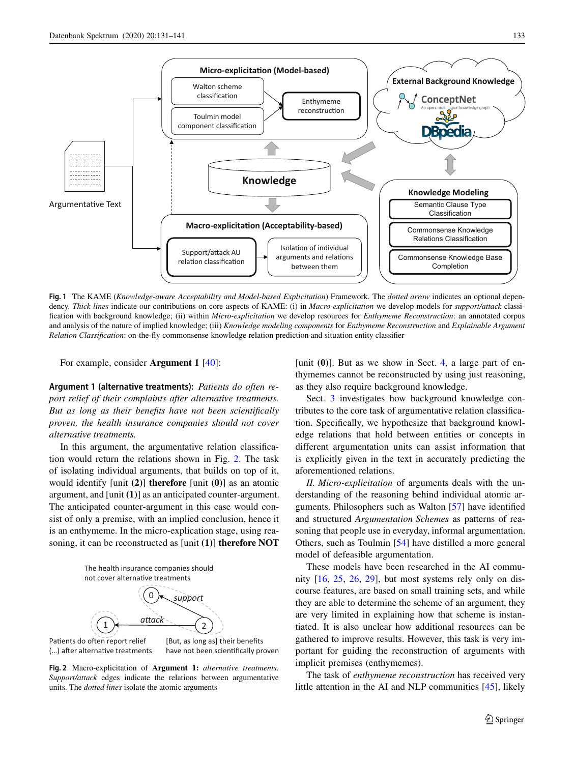**Fig. 1** The KAME (*Knowledge-aware Acceptability and Model-based Explicitation*) Framework. The *dotted arrow* indicates an optional dependency. *Thick lines* indicate our contributions on core aspects of KAME: (i) in *Macro-explicitation* we develop models for *support/attack* classification with background knowledge; (ii) within *Micro-explicitation* we develop resources for *Enthymeme Reconstruction*: an annotated corpus and analysis of the nature of implied knowledge; (iii) *Knowledge modeling components* for *Enthymeme Reconstruction* and *Explainable Argument Relation Classification*: on-the-fly commonsense knowledge relation prediction and situation entity classifier

For example, consider **Argument 1** [40]:

**Argument 1 (alternative treatments):** *Patients do often report relief of their complaints after alternative treatments. But as long as their benefits have not been scientifically proven, the health insurance companies should not cover alternative treatments.*

In this argument, the argumentative relation classification would return the relations shown in Fig. 2. The task of isolating individual arguments, that builds on top of it, would identify [unit **(2)**] **therefore** [unit **(0)**] as an atomic argument, and [unit **(1)**] as an anticipated counter-argument. The anticipated counter-argument in this case would consist of only a premise, with an implied conclusion, hence it is an enthymeme. In the micro-explication stage, using reasoning, it can be reconstructed as [unit **(1)**] **therefore NOT** [unit **(0)**]. But as we show in Sect. 4, a large part of enthymemes cannot be reconstructed by using just reasoning, as they also require background knowledge.

**Fig. 2** Macro-explicitation of **Argument 1:** *alternative treatments*. *Support/attack* edges indicate the relations between argumentative units. The *dotted lines* isolate the atomic arguments

Sect. 3 investigates how background knowledge contributes to the core task of argumentative relation classification. Specifically, we hypothesize that background knowledge relations that hold between entities or concepts in different argumentation units can assist information that is explicitly given in the text in accurately predicting the aforementioned relations.

*II. Micro-explicitation* of arguments deals with the understanding of the reasoning behind individual atomic arguments. Philosophers such as Walton [57] have identified and structured *Argumentation Schemes* as patterns of reasoning that people use in everyday, informal argumentation. Others, such as Toulmin [54] have distilled a more general model of defeasible argumentation.

These models have been researched in the AI community [16, 25, 26, 29], but most systems rely only on discourse features, are based on small training sets, and while they are able to determine the scheme of an argument, they are very limited in explaining how that scheme is instantiated. It is also unclear how additional resources can be gathered to improve results. However, this task is very important for guiding the reconstruction of arguments with implicit premises (enthymemes).

The task of *enthymeme reconstruction* has received very little attention in the AI and NLP communities [45], likely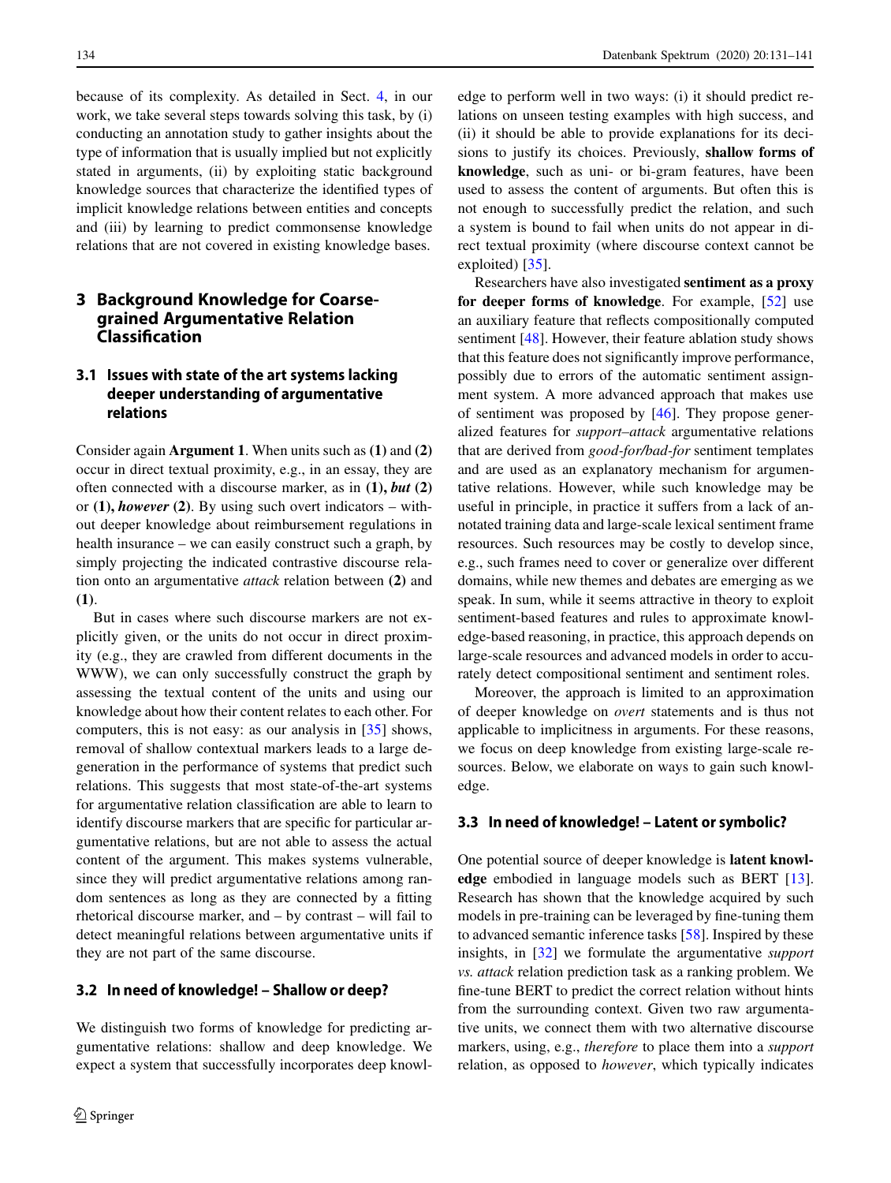because of its complexity. As detailed in Sect. 4, in our work, we take several steps towards solving this task, by (i) conducting an annotation study to gather insights about the type of information that is usually implied but not explicitly stated in arguments, (ii) by exploiting static background knowledge sources that characterize the identified types of implicit knowledge relations between entities and concepts and (iii) by learning to predict commonsense knowledge relations that are not covered in existing knowledge bases.

## 3 Background Knowledge for Coarse-grained Argumentative Relation Classification

### 3.1 Issues with state of the art systems lacking deeper understanding of argumentative relations

Consider again **Argument 1**. When units such as **(1)** and **(2)** occur in direct textual proximity, e.g., in an essay, they are often connected with a discourse marker, as in **(1),** ***but*** **(2)** or **(1),** ***however*** **(2)**. By using such overt indicators – without deeper knowledge about reimbursement regulations in health insurance – we can easily construct such a graph, by simply projecting the indicated contrastive discourse relation onto an argumentative *attack* relation between **(2)** and **(1)**.

But in cases where such discourse markers are not explicitly given, or the units do not occur in direct proximity (e.g., they are crawled from different documents in the WWW), we can only successfully construct the graph by assessing the textual content of the units and using our knowledge about how their content relates to each other. For computers, this is not easy: as our analysis in [35] shows, removal of shallow contextual markers leads to a large degeneration in the performance of systems that predict such relations. This suggests that most state-of-the-art systems for argumentative relation classification are able to learn to identify discourse markers that are specific for particular argumentative relations, but are not able to assess the actual content of the argument. This makes systems vulnerable, since they will predict argumentative relations among random sentences as long as they are connected by a fitting rhetorical discourse marker, and – by contrast – will fail to detect meaningful relations between argumentative units if they are not part of the same discourse.

### 3.2 In need of knowledge! – Shallow or deep?

We distinguish two forms of knowledge for predicting argumentative relations: shallow and deep knowledge. We expect a system that successfully incorporates deep knowledge to perform well in two ways: (i) it should predict relations on unseen testing examples with high success, and (ii) it should be able to provide explanations for its decisions to justify its choices. Previously, **shallow forms of knowledge**, such as uni- or bi-gram features, have been used to assess the content of arguments. But often this is not enough to successfully predict the relation, and such a system is bound to fail when units do not appear in direct textual proximity (where discourse context cannot be exploited) [35].

Researchers have also investigated **sentiment as a proxy for deeper forms of knowledge**. For example, [52] use an auxiliary feature that reflects compositionally computed sentiment [48]. However, their feature ablation study shows that this feature does not significantly improve performance, possibly due to errors of the automatic sentiment assignment system. A more advanced approach that makes use of sentiment was proposed by [46]. They propose generalized features for *support–attack* argumentative relations that are derived from *good-for/bad-for* sentiment templates and are used as an explanatory mechanism for argumentative relations. However, while such knowledge may be useful in principle, in practice it suffers from a lack of annotated training data and large-scale lexical sentiment frame resources. Such resources may be costly to develop since, e.g., such frames need to cover or generalize over different domains, while new themes and debates are emerging as we speak. In sum, while it seems attractive in theory to exploit sentiment-based features and rules to approximate knowledge-based reasoning, in practice, this approach depends on large-scale resources and advanced models in order to accurately detect compositional sentiment and sentiment roles.

Moreover, the approach is limited to an approximation of deeper knowledge on *overt* statements and is thus not applicable to implicitness in arguments. For these reasons, we focus on deep knowledge from existing large-scale resources. Below, we elaborate on ways to gain such knowledge.

### 3.3 In need of knowledge! – Latent or symbolic?

One potential source of deeper knowledge is **latent knowledge** embodied in language models such as BERT [13]. Research has shown that the knowledge acquired by such models in pre-training can be leveraged by fine-tuning them to advanced semantic inference tasks [58]. Inspired by these insights, in [32] we formulate the argumentative *support vs. attack* relation prediction task as a ranking problem. We fine-tune BERT to predict the correct relation without hints from the surrounding context. Given two raw argumentative units, we connect them with two alternative discourse markers, using, e.g., *therefore* to place them into a *support* relation, as opposed to *however*, which typically indicates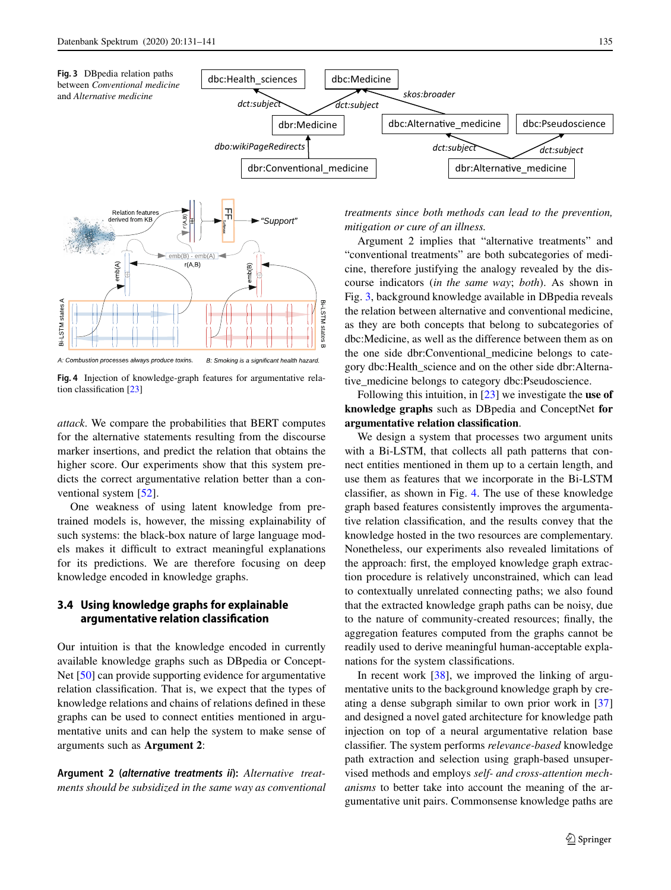**Fig. 3** DBpedia relation paths between *Conventional medicine* and *Alternative medicine*

**Fig. 4** Injection of knowledge-graph features for argumentative relation classification [23]

*attack*. We compare the probabilities that BERT computes for the alternative statements resulting from the discourse marker insertions, and predict the relation that obtains the higher score. Our experiments show that this system predicts the correct argumentative relation better than a conventional system [52].

One weakness of using latent knowledge from pre-trained models is, however, the missing explainability of such systems: the black-box nature of large language models makes it difficult to extract meaningful explanations for its predictions. We are therefore focusing on deep knowledge encoded in knowledge graphs.

### 3.4 Using knowledge graphs for explainable argumentative relation classification

Our intuition is that the knowledge encoded in currently available knowledge graphs such as DBpedia or ConceptNet [50] can provide supporting evidence for argumentative relation classification. That is, we expect that the types of knowledge relations and chains of relations defined in these graphs can be used to connect entities mentioned in argumentative units and can help the system to make sense of arguments such as **Argument 2**:

**Argument 2 (*alternative treatments ii*):** *Alternative treatments should be subsidized in the same way as conventional treatments since both methods can lead to the prevention, mitigation or cure of an illness.*

Argument 2 implies that "alternative treatments" and "conventional treatments" are both subcategories of medicine, therefore justifying the analogy revealed by the discourse indicators (*in the same way*; *both*). As shown in Fig. 3, background knowledge available in DBpedia reveals the relation between alternative and conventional medicine, as they are both concepts that belong to subcategories of dbc:Medicine, as well as the difference between them as on the one side dbr:Conventional_medicine belongs to category dbc:Health_science and on the other side dbr:Alternative_medicine belongs to category dbc:Pseudoscience.

Following this intuition, in [23] we investigate the **use of knowledge graphs** such as DBpedia and ConceptNet **for argumentative relation classification**.

We design a system that processes two argument units with a Bi-LSTM, that collects all path patterns that connect entities mentioned in them up to a certain length, and use them as features that we incorporate in the Bi-LSTM classifier, as shown in Fig. 4. The use of these knowledge graph based features consistently improves the argumentative relation classification, and the results convey that the knowledge hosted in the two resources are complementary. Nonetheless, our experiments also revealed limitations of the approach: first, the employed knowledge graph extraction procedure is relatively unconstrained, which can lead to contextually unrelated connecting paths; we also found that the extracted knowledge graph paths can be noisy, due to the nature of community-created resources; finally, the aggregation features computed from the graphs cannot be readily used to derive meaningful human-acceptable explanations for the system classifications.

In recent work [38], we improved the linking of argumentative units to the background knowledge graph by creating a dense subgraph similar to own prior work in [37] and designed a novel gated architecture for knowledge path injection on top of a neural argumentative relation base classifier. The system performs *relevance-based* knowledge path extraction and selection using graph-based unsupervised methods and employs *self- and cross-attention mechanisms* to better take into account the meaning of the argumentative unit pairs. Commonsense knowledge paths are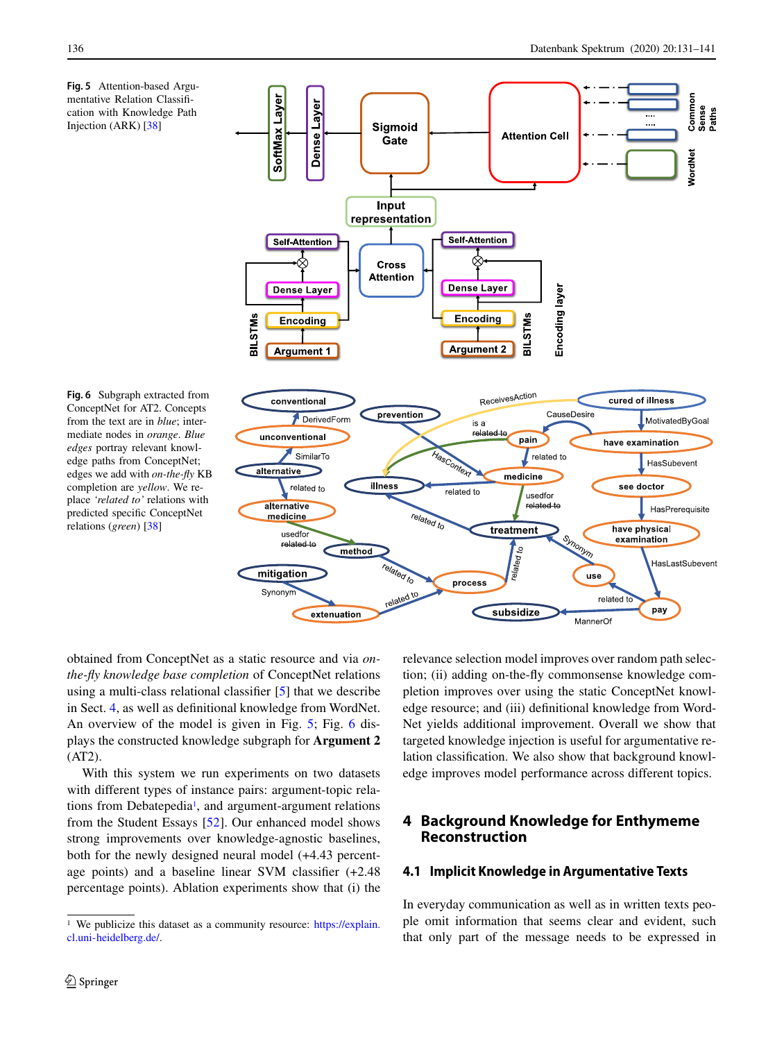**Fig. 5** Attention-based Argumentative Relation Classification with Knowledge Path Injection (ARK) [38]

**Fig. 6** Subgraph extracted from ConceptNet for AT2. Concepts from the text are in *blue*; intermediate nodes in *orange*. *Blue edges* portray relevant knowledge paths from ConceptNet; edges we add with *on-the-fly* KB completion are *yellow*. We replace *'related to'* relations with predicted specific ConceptNet relations (*green*) [38]

obtained from ConceptNet as a static resource and via *on-the-fly knowledge base completion* of ConceptNet relations using a multi-class relational classifier [5] that we describe in Sect. 4, as well as definitional knowledge from WordNet. An overview of the model is given in Fig. 5; Fig. 6 displays the constructed knowledge subgraph for **Argument 2** (AT2).

With this system we run experiments on two datasets with different types of instance pairs: argument-topic relations from Debatepedia[1], and argument-argument relations from the Student Essays [52]. Our enhanced model shows strong improvements over knowledge-agnostic baselines, both for the newly designed neural model (+4.43 percentage points) and a baseline linear SVM classifier (+2.48 percentage points). Ablation experiments show that (i) the relevance selection model improves over random path selection; (ii) adding on-the-fly commonsense knowledge completion improves over using the static ConceptNet knowledge resource; and (iii) definitional knowledge from WordNet yields additional improvement. Overall we show that targeted knowledge injection is useful for argumentative relation classification. We also show that background knowledge improves model performance across different topics.

## 4 Background Knowledge for Enthymeme Reconstruction

### 4.1 Implicit Knowledge in Argumentative Texts

In everyday communication as well as in written texts people omit information that seems clear and evident, such that only part of the message needs to be expressed in

[1] We publicize this dataset as a community resource: https://explain.cl.uni-heidelberg.de/.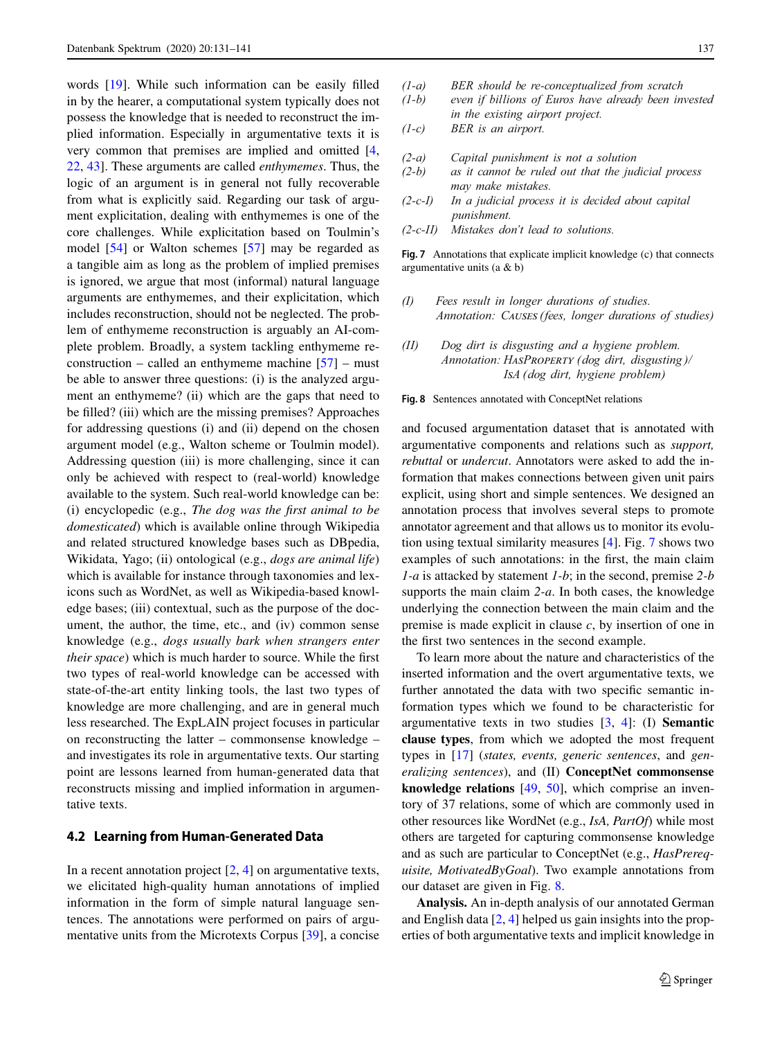words [19]. While such information can be easily filled in by the hearer, a computational system typically does not possess the knowledge that is needed to reconstruct the implied information. Especially in argumentative texts it is very common that premises are implied and omitted [4, 22, 43]. These arguments are called *enthymemes*. Thus, the logic of an argument is in general not fully recoverable from what is explicitly said. Regarding our task of argument explicitation, dealing with enthymemes is one of the core challenges. While explicitation based on Toulmin's model [54] or Walton schemes [57] may be regarded as a tangible aim as long as the problem of implied premises is ignored, we argue that most (informal) natural language arguments are enthymemes, and their explicitation, which includes reconstruction, should not be neglected. The problem of enthymeme reconstruction is arguably an AI-complete problem. Broadly, a system tackling enthymeme reconstruction – called an enthymeme machine [57] – must be able to answer three questions: (i) is the analyzed argument an enthymeme? (ii) which are the gaps that need to be filled? (iii) which are the missing premises? Approaches for addressing questions (i) and (ii) depend on the chosen argument model (e.g., Walton scheme or Toulmin model). Addressing question (iii) is more challenging, since it can only be achieved with respect to (real-world) knowledge available to the system. Such real-world knowledge can be: (i) encyclopedic (e.g., *The dog was the first animal to be domesticated*) which is available online through Wikipedia and related structured knowledge bases such as DBpedia, Wikidata, Yago; (ii) ontological (e.g., *dogs are animal life*) which is available for instance through taxonomies and lexicons such as WordNet, as well as Wikipedia-based knowledge bases; (iii) contextual, such as the purpose of the document, the author, the time, etc., and (iv) common sense knowledge (e.g., *dogs usually bark when strangers enter their space*) which is much harder to source. While the first two types of real-world knowledge can be accessed with state-of-the-art entity linking tools, the last two types of knowledge are more challenging, and are in general much less researched. The ExpLAIN project focuses in particular on reconstructing the latter – commonsense knowledge – and investigates its role in argumentative texts. Our starting point are lessons learned from human-generated data that reconstructs missing and implied information in argumentative texts.

## 4.2 Learning from Human-Generated Data

In a recent annotation project [2, 4] on argumentative texts, we elicitated high-quality human annotations of implied information in the form of simple natural language sentences. The annotations were performed on pairs of argumentative units from the Microtexts Corpus [39], a concise and focused argumentation dataset that is annotated with argumentative components and relations such as *support, rebuttal* or *undercut*. Annotators were asked to add the information that makes connections between given unit pairs explicit, using short and simple sentences. We designed an annotation process that involves several steps to promote annotator agreement and that allows us to monitor its evolution using textual similarity measures [4]. Fig. 7 shows two examples of such annotations: in the first, the main claim *1-a* is attacked by statement *1-b*; in the second, premise *2-b* supports the main claim *2-a*. In both cases, the knowledge underlying the connection between the main claim and the premise is made explicit in clause *c*, by insertion of one in the first two sentences in the second example.

| | |
|---|---|
| *(1-a)* | *BER should be re-conceptualized from scratch* |
| *(1-b)* | *even if billions of Euros have already been invested in the existing airport project.* |
| *(1-c)* | *BER is an airport.* |
| *(2-a)* | *Capital punishment is not a solution* |
| *(2-b)* | *as it cannot be ruled out that the judicial process may make mistakes.* |
| *(2-c-I)* | *In a judicial process it is decided about capital punishment.* |
| *(2-c-II)* | *Mistakes don't lead to solutions.* |

**Fig. 7** Annotations that explicate implicit knowledge (c) that connects argumentative units (a & b)

*(I)* *Fees result in longer durations of studies.*
*Annotation:* C*AUSES (fees, longer durations of studies)*

*(II)* *Dog dirt is disgusting and a hygiene problem.*
*Annotation:* H*AS*P*ROPERTY (dog dirt, disgusting)/* I*S*A *(dog dirt, hygiene problem)*

**Fig. 8** Sentences annotated with ConceptNet relations

To learn more about the nature and characteristics of the inserted information and the overt argumentative texts, we further annotated the data with two specific semantic information types which we found to be characteristic for argumentative texts in two studies [3, 4]: (I) **Semantic clause types**, from which we adopted the most frequent types in [17] (*states, events, generic sentences*, and *generalizing sentences*), and (II) **ConceptNet commonsense knowledge relations** [49, 50], which comprise an inventory of 37 relations, some of which are commonly used in other resources like WordNet (e.g., *IsA, PartOf*) while most others are targeted for capturing commonsense knowledge and as such are particular to ConceptNet (e.g., *HasPrerequisite, MotivatedByGoal*). Two example annotations from our dataset are given in Fig. 8.

**Analysis.** An in-depth analysis of our annotated German and English data [2, 4] helped us gain insights into the properties of both argumentative texts and implicit knowledge in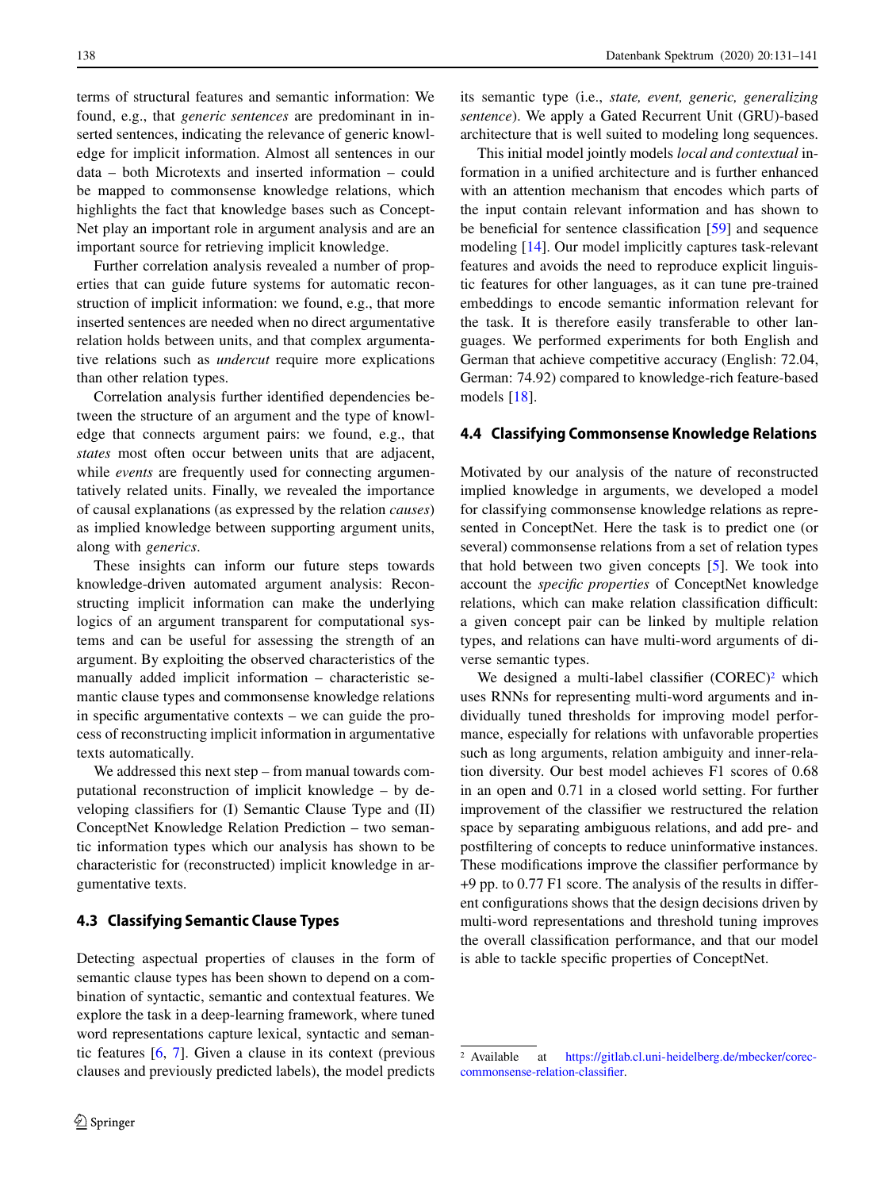terms of structural features and semantic information: We found, e.g., that *generic sentences* are predominant in inserted sentences, indicating the relevance of generic knowledge for implicit information. Almost all sentences in our data – both Microtexts and inserted information – could be mapped to commonsense knowledge relations, which highlights the fact that knowledge bases such as ConceptNet play an important role in argument analysis and are an important source for retrieving implicit knowledge.

Further correlation analysis revealed a number of properties that can guide future systems for automatic reconstruction of implicit information: we found, e.g., that more inserted sentences are needed when no direct argumentative relation holds between units, and that complex argumentative relations such as *undercut* require more explications than other relation types.

Correlation analysis further identified dependencies between the structure of an argument and the type of knowledge that connects argument pairs: we found, e.g., that *states* most often occur between units that are adjacent, while *events* are frequently used for connecting argumentatively related units. Finally, we revealed the importance of causal explanations (as expressed by the relation *causes*) as implied knowledge between supporting argument units, along with *generics*.

These insights can inform our future steps towards knowledge-driven automated argument analysis: Reconstructing implicit information can make the underlying logics of an argument transparent for computational systems and can be useful for assessing the strength of an argument. By exploiting the observed characteristics of the manually added implicit information – characteristic semantic clause types and commonsense knowledge relations in specific argumentative contexts – we can guide the process of reconstructing implicit information in argumentative texts automatically.

We addressed this next step – from manual towards computational reconstruction of implicit knowledge – by developing classifiers for (I) Semantic Clause Type and (II) ConceptNet Knowledge Relation Prediction – two semantic information types which our analysis has shown to be characteristic for (reconstructed) implicit knowledge in argumentative texts.

### 4.3 Classifying Semantic Clause Types

Detecting aspectual properties of clauses in the form of semantic clause types has been shown to depend on a combination of syntactic, semantic and contextual features. We explore the task in a deep-learning framework, where tuned word representations capture lexical, syntactic and semantic features [6, 7]. Given a clause in its context (previous clauses and previously predicted labels), the model predicts its semantic type (i.e., *state, event, generic, generalizing sentence*). We apply a Gated Recurrent Unit (GRU)-based architecture that is well suited to modeling long sequences.

This initial model jointly models *local and contextual* information in a unified architecture and is further enhanced with an attention mechanism that encodes which parts of the input contain relevant information and has shown to be beneficial for sentence classification [59] and sequence modeling [14]. Our model implicitly captures task-relevant features and avoids the need to reproduce explicit linguistic features for other languages, as it can tune pre-trained embeddings to encode semantic information relevant for the task. It is therefore easily transferable to other languages. We performed experiments for both English and German that achieve competitive accuracy (English: 72.04, German: 74.92) compared to knowledge-rich feature-based models [18].

### 4.4 Classifying Commonsense Knowledge Relations

Motivated by our analysis of the nature of reconstructed implied knowledge in arguments, we developed a model for classifying commonsense knowledge relations as represented in ConceptNet. Here the task is to predict one (or several) commonsense relations from a set of relation types that hold between two given concepts [5]. We took into account the *specific properties* of ConceptNet knowledge relations, which can make relation classification difficult: a given concept pair can be linked by multiple relation types, and relations can have multi-word arguments of diverse semantic types.

We designed a multi-label classifier (COREC)[2] which uses RNNs for representing multi-word arguments and individually tuned thresholds for improving model performance, especially for relations with unfavorable properties such as long arguments, relation ambiguity and inner-relation diversity. Our best model achieves F1 scores of 0.68 in an open and 0.71 in a closed world setting. For further improvement of the classifier we restructured the relation space by separating ambiguous relations, and add pre- and postfiltering of concepts to reduce uninformative instances. These modifications improve the classifier performance by +9 pp. to 0.77 F1 score. The analysis of the results in different configurations shows that the design decisions driven by multi-word representations and threshold tuning improves the overall classification performance, and that our model is able to tackle specific properties of ConceptNet.

[2] Available at https://gitlab.cl.uni-heidelberg.de/mbecker/corec-commonsense-relation-classifier.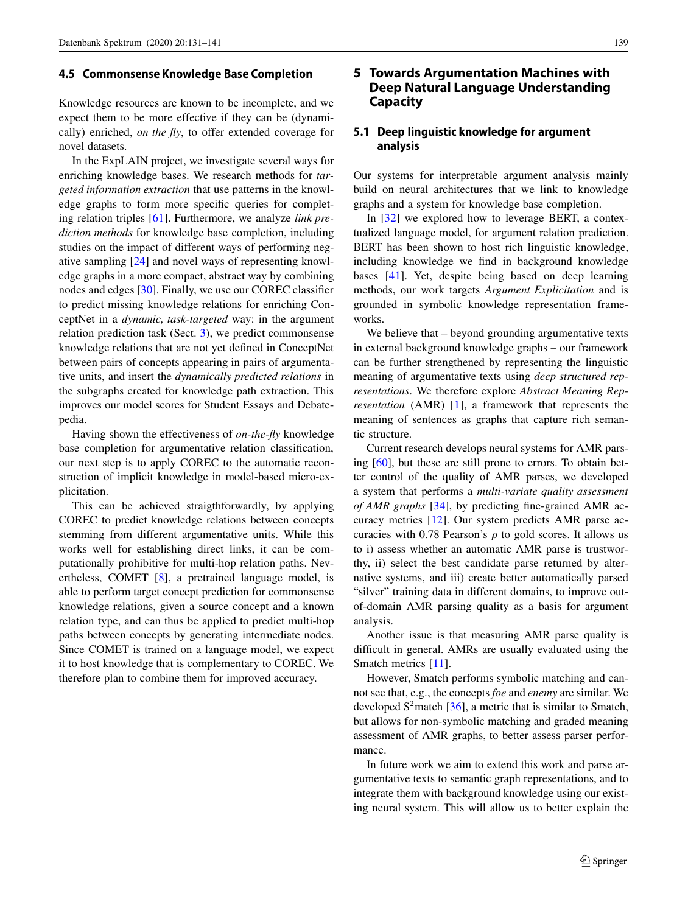### 4.5 Commonsense Knowledge Base Completion

Knowledge resources are known to be incomplete, and we expect them to be more effective if they can be (dynamically) enriched, *on the fly*, to offer extended coverage for novel datasets.

In the ExpLAIN project, we investigate several ways for enriching knowledge bases. We research methods for *targeted information extraction* that use patterns in the knowledge graphs to form more specific queries for completing relation triples [61]. Furthermore, we analyze *link prediction methods* for knowledge base completion, including studies on the impact of different ways of performing negative sampling [24] and novel ways of representing knowledge graphs in a more compact, abstract way by combining nodes and edges [30]. Finally, we use our COREC classifier to predict missing knowledge relations for enriching ConceptNet in a *dynamic, task-targeted* way: in the argument relation prediction task (Sect. 3), we predict commonsense knowledge relations that are not yet defined in ConceptNet between pairs of concepts appearing in pairs of argumentative units, and insert the *dynamically predicted relations* in the subgraphs created for knowledge path extraction. This improves our model scores for Student Essays and Debatepedia.

Having shown the effectiveness of *on-the-fly* knowledge base completion for argumentative relation classification, our next step is to apply COREC to the automatic reconstruction of implicit knowledge in model-based micro-explicitation.

This can be achieved straigthforwardly, by applying COREC to predict knowledge relations between concepts stemming from different argumentative units. While this works well for establishing direct links, it can be computationally prohibitive for multi-hop relation paths. Nevertheless, COMET [8], a pretrained language model, is able to perform target concept prediction for commonsense knowledge relations, given a source concept and a known relation type, and can thus be applied to predict multi-hop paths between concepts by generating intermediate nodes. Since COMET is trained on a language model, we expect it to host knowledge that is complementary to COREC. We therefore plan to combine them for improved accuracy.

## 5 Towards Argumentation Machines with Deep Natural Language Understanding Capacity

### 5.1 Deep linguistic knowledge for argument analysis

Our systems for interpretable argument analysis mainly build on neural architectures that we link to knowledge graphs and a system for knowledge base completion.

In [32] we explored how to leverage BERT, a contextualized language model, for argument relation prediction. BERT has been shown to host rich linguistic knowledge, including knowledge we find in background knowledge bases [41]. Yet, despite being based on deep learning methods, our work targets *Argument Explicitation* and is grounded in symbolic knowledge representation frameworks.

We believe that – beyond grounding argumentative texts in external background knowledge graphs – our framework can be further strengthened by representing the linguistic meaning of argumentative texts using *deep structured representations*. We therefore explore *Abstract Meaning Representation* (AMR) [1], a framework that represents the meaning of sentences as graphs that capture rich semantic structure.

Current research develops neural systems for AMR parsing [60], but these are still prone to errors. To obtain better control of the quality of AMR parses, we developed a system that performs a *multi-variate quality assessment of AMR graphs* [34], by predicting fine-grained AMR accuracy metrics [12]. Our system predicts AMR parse accuracies with 0.78 Pearson's $\rho$ to gold scores. It allows us to i) assess whether an automatic AMR parse is trustworthy, ii) select the best candidate parse returned by alternative systems, and iii) create better automatically parsed "silver" training data in different domains, to improve out-of-domain AMR parsing quality as a basis for argument analysis.

Another issue is that measuring AMR parse quality is difficult in general. AMRs are usually evaluated using the Smatch metrics [11].

However, Smatch performs symbolic matching and cannot see that, e.g., the concepts *foe* and *enemy* are similar. We developed $S^2$match [36], a metric that is similar to Smatch, but allows for non-symbolic matching and graded meaning assessment of AMR graphs, to better assess parser performance.

In future work we aim to extend this work and parse argumentative texts to semantic graph representations, and to integrate them with background knowledge using our existing neural system. This will allow us to better explain the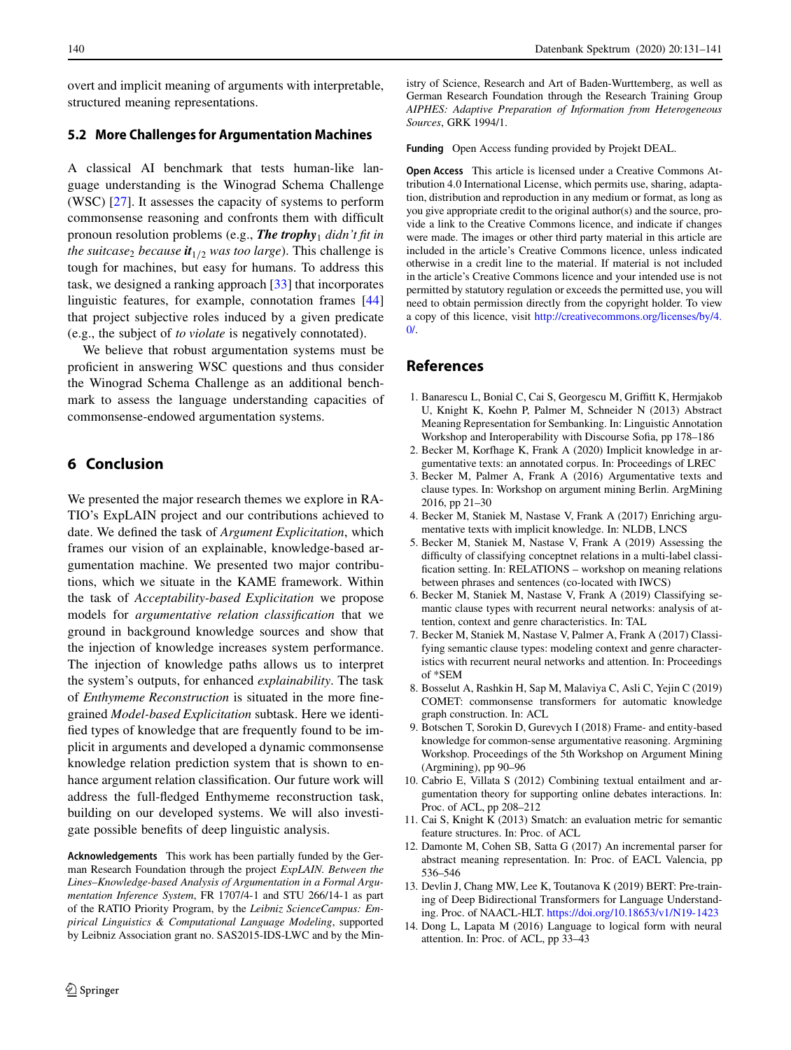overt and implicit meaning of arguments with interpretable, structured meaning representations.

### 5.2 More Challenges for Argumentation Machines

A classical AI benchmark that tests human-like language understanding is the Winograd Schema Challenge (WSC) [27]. It assesses the capacity of systems to perform commonsense reasoning and confronts them with difficult pronoun resolution problems (e.g., ***The trophy***$_1$ *didn't fit in the suitcase*$_2$ *because* ***it***$_{1/2}$ *was too large*). This challenge is tough for machines, but easy for humans. To address this task, we designed a ranking approach [33] that incorporates linguistic features, for example, connotation frames [44] that project subjective roles induced by a given predicate (e.g., the subject of *to violate* is negatively connotated).

We believe that robust argumentation systems must be proficient in answering WSC questions and thus consider the Winograd Schema Challenge as an additional benchmark to assess the language understanding capacities of commonsense-endowed argumentation systems.

## 6 Conclusion

We presented the major research themes we explore in RATIO's ExpLAIN project and our contributions achieved to date. We defined the task of *Argument Explicitation*, which frames our vision of an explainable, knowledge-based argumentation machine. We presented two major contributions, which we situate in the KAME framework. Within the task of *Acceptability-based Explicitation* we propose models for *argumentative relation classification* that we ground in background knowledge sources and show that the injection of knowledge increases system performance. The injection of knowledge paths allows us to interpret the system's outputs, for enhanced *explainability*. The task of *Enthymeme Reconstruction* is situated in the more fine-grained *Model-based Explicitation* subtask. Here we identified types of knowledge that are frequently found to be implicit in arguments and developed a dynamic commonsense knowledge relation prediction system that is shown to enhance argument relation classification. Our future work will address the full-fledged Enthymeme reconstruction task, building on our developed systems. We will also investigate possible benefits of deep linguistic analysis.

**Acknowledgements** This work has been partially funded by the German Research Foundation through the project *ExpLAIN. Between the Lines–Knowledge-based Analysis of Argumentation in a Formal Argumentation Inference System*, FR 1707/4-1 and STU 266/14-1 as part of the RATIO Priority Program, by the *Leibniz ScienceCampus: Empirical Linguistics & Computational Language Modeling*, supported by Leibniz Association grant no. SAS2015-IDS-LWC and by the Ministry of Science, Research and Art of Baden-Wurttemberg, as well as German Research Foundation through the Research Training Group *AIPHES: Adaptive Preparation of Information from Heterogeneous Sources*, GRK 1994/1.

**Funding** Open Access funding provided by Projekt DEAL.

**Open Access** This article is licensed under a Creative Commons Attribution 4.0 International License, which permits use, sharing, adaptation, distribution and reproduction in any medium or format, as long as you give appropriate credit to the original author(s) and the source, provide a link to the Creative Commons licence, and indicate if changes were made. The images or other third party material in this article are included in the article's Creative Commons licence, unless indicated otherwise in a credit line to the material. If material is not included in the article's Creative Commons licence and your intended use is not permitted by statutory regulation or exceeds the permitted use, you will need to obtain permission directly from the copyright holder. To view a copy of this licence, visit http://creativecommons.org/licenses/by/4.0/.

## References

1. Banarescu L, Bonial C, Cai S, Georgescu M, Griffitt K, Hermjakob U, Knight K, Koehn P, Palmer M, Schneider N (2013) Abstract Meaning Representation for Sembanking. In: Linguistic Annotation Workshop and Interoperability with Discourse Sofia, pp 178–186
2. Becker M, Korfhage K, Frank A (2020) Implicit knowledge in argumentative texts: an annotated corpus. In: Proceedings of LREC
3. Becker M, Palmer A, Frank A (2016) Argumentative texts and clause types. In: Workshop on argument mining Berlin. ArgMining 2016, pp 21–30
4. Becker M, Staniek M, Nastase V, Frank A (2017) Enriching argumentative texts with implicit knowledge. In: NLDB, LNCS
5. Becker M, Staniek M, Nastase V, Frank A (2019) Assessing the difficulty of classifying conceptnet relations in a multi-label classification setting. In: RELATIONS – workshop on meaning relations between phrases and sentences (co-located with IWCS)
6. Becker M, Staniek M, Nastase V, Frank A (2019) Classifying semantic clause types with recurrent neural networks: analysis of attention, context and genre characteristics. In: TAL
7. Becker M, Staniek M, Nastase V, Palmer A, Frank A (2017) Classifying semantic clause types: modeling context and genre characteristics with recurrent neural networks and attention. In: Proceedings of *SEM
8. Bosselut A, Rashkin H, Sap M, Malaviya C, Asli C, Yejin C (2019) COMET: commonsense transformers for automatic knowledge graph construction. In: ACL
9. Botschen T, Sorokin D, Gurevych I (2018) Frame- and entity-based knowledge for common-sense argumentative reasoning. Argmining Workshop. Proceedings of the 5th Workshop on Argument Mining (Argmining), pp 90–96
10. Cabrio E, Villata S (2012) Combining textual entailment and argumentation theory for supporting online debates interactions. In: Proc. of ACL, pp 208–212
11. Cai S, Knight K (2013) Smatch: an evaluation metric for semantic feature structures. In: Proc. of ACL
12. Damonte M, Cohen SB, Satta G (2017) An incremental parser for abstract meaning representation. In: Proc. of EACL Valencia, pp 536–546
13. Devlin J, Chang MW, Lee K, Toutanova K (2019) BERT: Pre-training of Deep Bidirectional Transformers for Language Understanding. Proc. of NAACL-HLT. https://doi.org/10.18653/v1/N19-1423
14. Dong L, Lapata M (2016) Language to logical form with neural attention. In: Proc. of ACL, pp 33–43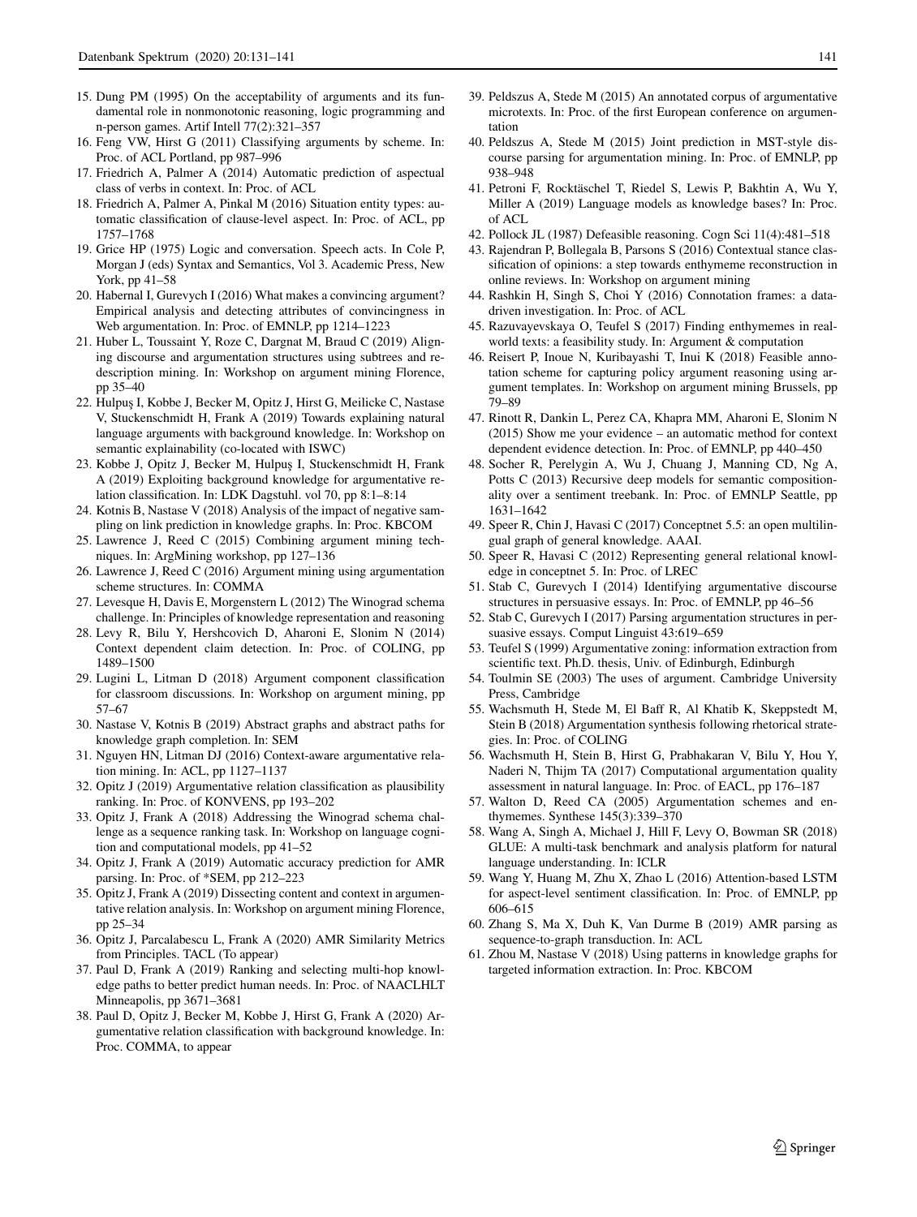15. Dung PM (1995) On the acceptability of arguments and its fundamental role in nonmonotonic reasoning, logic programming and n-person games. Artif Intell 77(2):321–357
16. Feng VW, Hirst G (2011) Classifying arguments by scheme. In: Proc. of ACL Portland, pp 987–996
17. Friedrich A, Palmer A (2014) Automatic prediction of aspectual class of verbs in context. In: Proc. of ACL
18. Friedrich A, Palmer A, Pinkal M (2016) Situation entity types: automatic classification of clause-level aspect. In: Proc. of ACL, pp 1757–1768
19. Grice HP (1975) Logic and conversation. Speech acts. In Cole P, Morgan J (eds) Syntax and Semantics, Vol 3. Academic Press, New York, pp 41–58
20. Habernal I, Gurevych I (2016) What makes a convincing argument? Empirical analysis and detecting attributes of convincingness in Web argumentation. In: Proc. of EMNLP, pp 1214–1223
21. Huber L, Toussaint Y, Roze C, Dargnat M, Braud C (2019) Aligning discourse and argumentation structures using subtrees and redescription mining. In: Workshop on argument mining Florence, pp 35–40
22. Hulpuş I, Kobbe J, Becker M, Opitz J, Hirst G, Meilicke C, Nastase V, Stuckenschmidt H, Frank A (2019) Towards explaining natural language arguments with background knowledge. In: Workshop on semantic explainability (co-located with ISWC)
23. Kobbe J, Opitz J, Becker M, Hulpuş I, Stuckenschmidt H, Frank A (2019) Exploiting background knowledge for argumentative relation classification. In: LDK Dagstuhl. vol 70, pp 8:1–8:14
24. Kotnis B, Nastase V (2018) Analysis of the impact of negative sampling on link prediction in knowledge graphs. In: Proc. KBCOM
25. Lawrence J, Reed C (2015) Combining argument mining techniques. In: ArgMining workshop, pp 127–136
26. Lawrence J, Reed C (2016) Argument mining using argumentation scheme structures. In: COMMA
27. Levesque H, Davis E, Morgenstern L (2012) The Winograd schema challenge. In: Principles of knowledge representation and reasoning
28. Levy R, Bilu Y, Hershcovich D, Aharoni E, Slonim N (2014) Context dependent claim detection. In: Proc. of COLING, pp 1489–1500
29. Lugini L, Litman D (2018) Argument component classification for classroom discussions. In: Workshop on argument mining, pp 57–67
30. Nastase V, Kotnis B (2019) Abstract graphs and abstract paths for knowledge graph completion. In: SEM
31. Nguyen HN, Litman DJ (2016) Context-aware argumentative relation mining. In: ACL, pp 1127–1137
32. Opitz J (2019) Argumentative relation classification as plausibility ranking. In: Proc. of KONVENS, pp 193–202
33. Opitz J, Frank A (2018) Addressing the Winograd schema challenge as a sequence ranking task. In: Workshop on language cognition and computational models, pp 41–52
34. Opitz J, Frank A (2019) Automatic accuracy prediction for AMR parsing. In: Proc. of *SEM, pp 212–223
35. Opitz J, Frank A (2019) Dissecting content and context in argumentative relation analysis. In: Workshop on argument mining Florence, pp 25–34
36. Opitz J, Parcalabescu L, Frank A (2020) AMR Similarity Metrics from Principles. TACL (To appear)
37. Paul D, Frank A (2019) Ranking and selecting multi-hop knowledge paths to better predict human needs. In: Proc. of NAACLHLT Minneapolis, pp 3671–3681
38. Paul D, Opitz J, Becker M, Kobbe J, Hirst G, Frank A (2020) Argumentative relation classification with background knowledge. In: Proc. COMMA, to appear
39. Peldszus A, Stede M (2015) An annotated corpus of argumentative microtexts. In: Proc. of the first European conference on argumentation
40. Peldszus A, Stede M (2015) Joint prediction in MST-style discourse parsing for argumentation mining. In: Proc. of EMNLP, pp 938–948
41. Petroni F, Rocktäschel T, Riedel S, Lewis P, Bakhtin A, Wu Y, Miller A (2019) Language models as knowledge bases? In: Proc. of ACL
42. Pollock JL (1987) Defeasible reasoning. Cogn Sci 11(4):481–518
43. Rajendran P, Bollegala B, Parsons S (2016) Contextual stance classification of opinions: a step towards enthymeme reconstruction in online reviews. In: Workshop on argument mining
44. Rashkin H, Singh S, Choi Y (2016) Connotation frames: a data-driven investigation. In: Proc. of ACL
45. Razuvayevskaya O, Teufel S (2017) Finding enthymemes in real-world texts: a feasibility study. In: Argument & computation
46. Reisert P, Inoue N, Kuribayashi T, Inui K (2018) Feasible annotation scheme for capturing policy argument reasoning using argument templates. In: Workshop on argument mining Brussels, pp 79–89
47. Rinott R, Dankin L, Perez CA, Khapra MM, Aharoni E, Slonim N (2015) Show me your evidence – an automatic method for context dependent evidence detection. In: Proc. of EMNLP, pp 440–450
48. Socher R, Perelygin A, Wu J, Chuang J, Manning CD, Ng A, Potts C (2013) Recursive deep models for semantic compositionality over a sentiment treebank. In: Proc. of EMNLP Seattle, pp 1631–1642
49. Speer R, Chin J, Havasi C (2017) Conceptnet 5.5: an open multilingual graph of general knowledge. AAAI.
50. Speer R, Havasi C (2012) Representing general relational knowledge in conceptnet 5. In: Proc. of LREC
51. Stab C, Gurevych I (2014) Identifying argumentative discourse structures in persuasive essays. In: Proc. of EMNLP, pp 46–56
52. Stab C, Gurevych I (2017) Parsing argumentation structures in persuasive essays. Comput Linguist 43:619–659
53. Teufel S (1999) Argumentative zoning: information extraction from scientific text. Ph.D. thesis, Univ. of Edinburgh, Edinburgh
54. Toulmin SE (2003) The uses of argument. Cambridge University Press, Cambridge
55. Wachsmuth H, Stede M, El Baff R, Al Khatib K, Skeppstedt M, Stein B (2018) Argumentation synthesis following rhetorical strategies. In: Proc. of COLING
56. Wachsmuth H, Stein B, Hirst G, Prabhakaran V, Bilu Y, Hou Y, Naderi N, Thijm TA (2017) Computational argumentation quality assessment in natural language. In: Proc. of EACL, pp 176–187
57. Walton D, Reed CA (2005) Argumentation schemes and enthymemes. Synthese 145(3):339–370
58. Wang A, Singh A, Michael J, Hill F, Levy O, Bowman SR (2018) GLUE: A multi-task benchmark and analysis platform for natural language understanding. In: ICLR
59. Wang Y, Huang M, Zhu X, Zhao L (2016) Attention-based LSTM for aspect-level sentiment classification. In: Proc. of EMNLP, pp 606–615
60. Zhang S, Ma X, Duh K, Van Durme B (2019) AMR parsing as sequence-to-graph transduction. In: ACL
61. Zhou M, Nastase V (2018) Using patterns in knowledge graphs for targeted information extraction. In: Proc. KBCOM